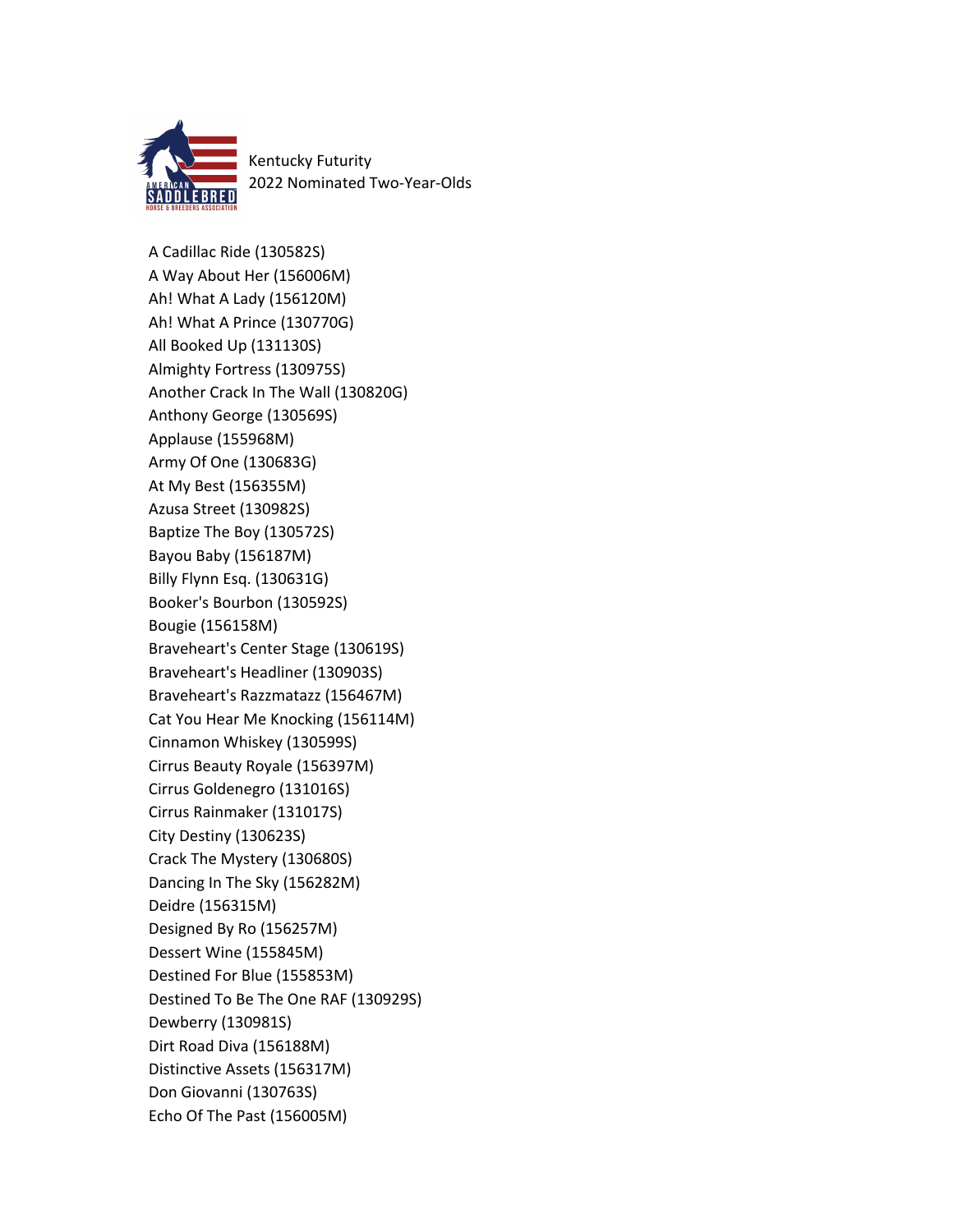Kentucky Futurity
2022 Nominated Two-Year-Olds

A Cadillac Ride (130582S)
A Way About Her (156006M)
Ah! What A Lady (156120M)
Ah! What A Prince (130770G)
All Booked Up (131130S)
Almighty Fortress (130975S)
Another Crack In The Wall (130820G)
Anthony George (130569S)
Applause (155968M)
Army Of One (130683G)
At My Best (156355M)
Azusa Street (130982S)
Baptize The Boy (130572S)
Bayou Baby (156187M)
Billy Flynn Esq. (130631G)
Booker's Bourbon (130592S)
Bougie (156158M)
Braveheart's Center Stage (130619S)
Braveheart's Headliner (130903S)
Braveheart's Razzmatazz (156467M)
Cat You Hear Me Knocking (156114M)
Cinnamon Whiskey (130599S)
Cirrus Beauty Royale (156397M)
Cirrus Goldenegro (131016S)
Cirrus Rainmaker (131017S)
City Destiny (130623S)
Crack The Mystery (130680S)
Dancing In The Sky (156282M)
Deidre (156315M)
Designed By Ro (156257M)
Dessert Wine (155845M)
Destined For Blue (155853M)
Destined To Be The One RAF (130929S)
Dewberry (130981S)
Dirt Road Diva (156188M)
Distinctive Assets (156317M)
Don Giovanni (130763S)
Echo Of The Past (156005M)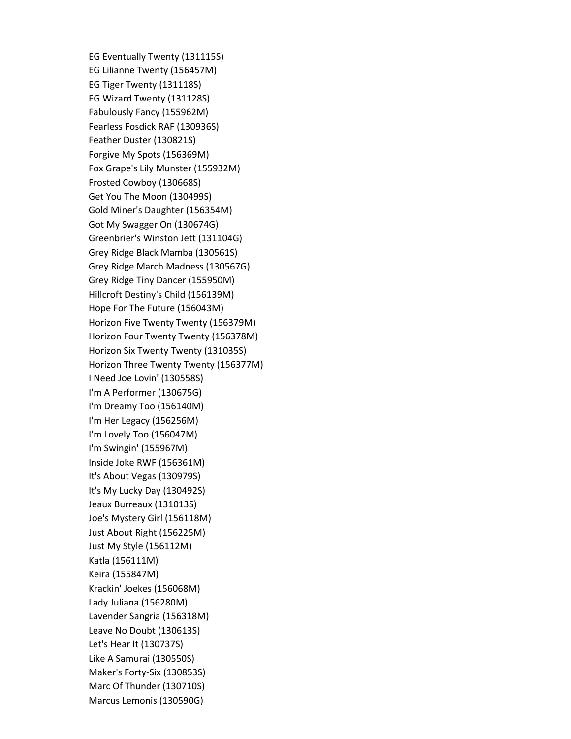EG Eventually Twenty (131115S)
EG Lilianne Twenty (156457M)
EG Tiger Twenty (131118S)
EG Wizard Twenty (131128S)
Fabulously Fancy (155962M)
Fearless Fosdick RAF (130936S)
Feather Duster (130821S)
Forgive My Spots (156369M)
Fox Grape's Lily Munster (155932M)
Frosted Cowboy (130668S)
Get You The Moon (130499S)
Gold Miner's Daughter (156354M)
Got My Swagger On (130674G)
Greenbrier's Winston Jett (131104G)
Grey Ridge Black Mamba (130561S)
Grey Ridge March Madness (130567G)
Grey Ridge Tiny Dancer (155950M)
Hillcroft Destiny's Child (156139M)
Hope For The Future (156043M)
Horizon Five Twenty Twenty (156379M)
Horizon Four Twenty Twenty (156378M)
Horizon Six Twenty Twenty (131035S)
Horizon Three Twenty Twenty (156377M)
I Need Joe Lovin' (130558S)
I'm A Performer (130675G)
I'm Dreamy Too (156140M)
I'm Her Legacy (156256M)
I'm Lovely Too (156047M)
I'm Swingin' (155967M)
Inside Joke RWF (156361M)
It's About Vegas (130979S)
It's My Lucky Day (130492S)
Jeaux Burreaux (131013S)
Joe's Mystery Girl (156118M)
Just About Right (156225M)
Just My Style (156112M)
Katla (156111M)
Keira (155847M)
Krackin' Joekes (156068M)
Lady Juliana (156280M)
Lavender Sangria (156318M)
Leave No Doubt (130613S)
Let's Hear It (130737S)
Like A Samurai (130550S)
Maker's Forty-Six (130853S)
Marc Of Thunder (130710S)
Marcus Lemonis (130590G)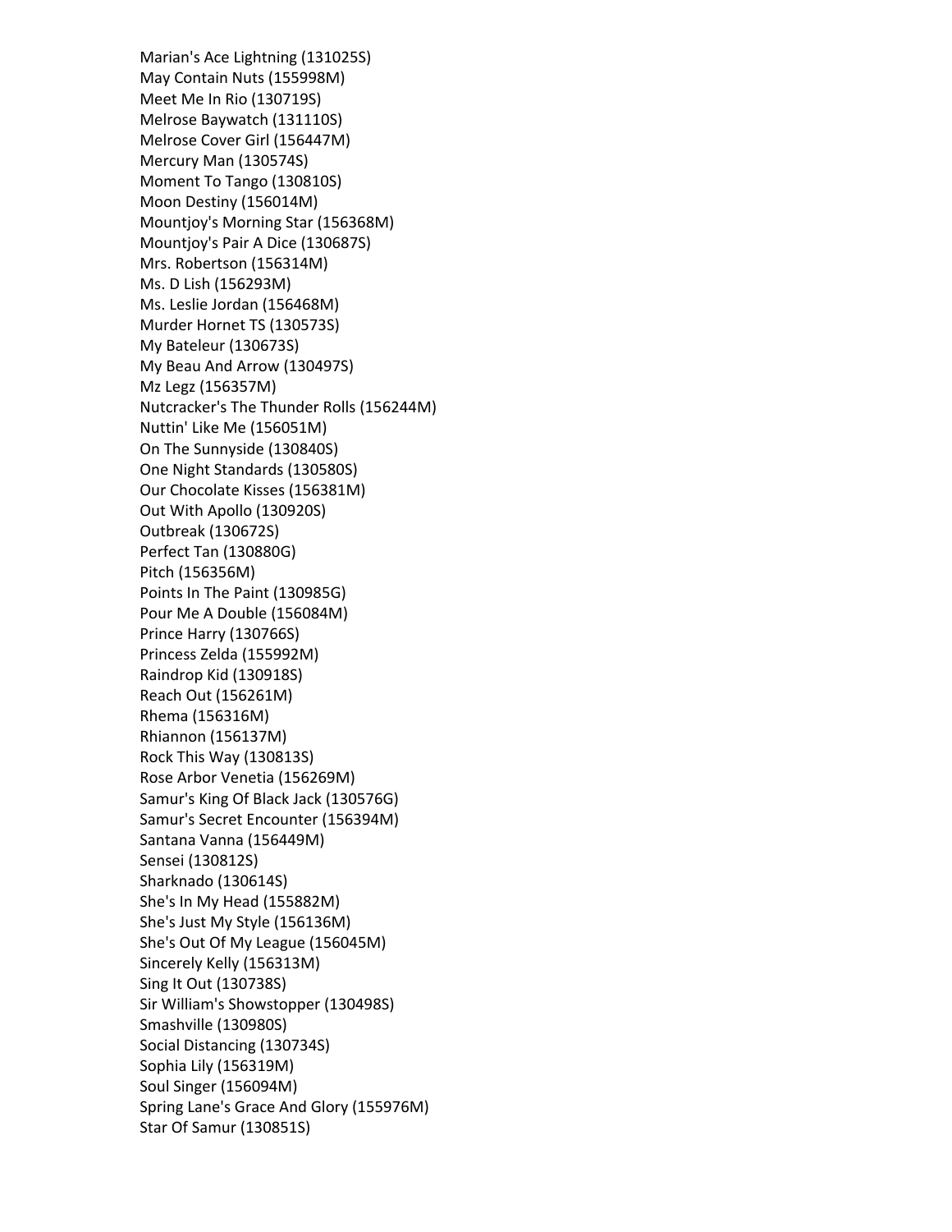Marian's Ace Lightning (131025S)
May Contain Nuts (155998M)
Meet Me In Rio (130719S)
Melrose Baywatch (131110S)
Melrose Cover Girl (156447M)
Mercury Man (130574S)
Moment To Tango (130810S)
Moon Destiny (156014M)
Mountjoy's Morning Star (156368M)
Mountjoy's Pair A Dice (130687S)
Mrs. Robertson (156314M)
Ms. D Lish (156293M)
Ms. Leslie Jordan (156468M)
Murder Hornet TS (130573S)
My Bateleur (130673S)
My Beau And Arrow (130497S)
Mz Legz (156357M)
Nutcracker's The Thunder Rolls (156244M)
Nuttin' Like Me (156051M)
On The Sunnyside (130840S)
One Night Standards (130580S)
Our Chocolate Kisses (156381M)
Out With Apollo (130920S)
Outbreak (130672S)
Perfect Tan (130880G)
Pitch (156356M)
Points In The Paint (130985G)
Pour Me A Double (156084M)
Prince Harry (130766S)
Princess Zelda (155992M)
Raindrop Kid (130918S)
Reach Out (156261M)
Rhema (156316M)
Rhiannon (156137M)
Rock This Way (130813S)
Rose Arbor Venetia (156269M)
Samur's King Of Black Jack (130576G)
Samur's Secret Encounter (156394M)
Santana Vanna (156449M)
Sensei (130812S)
Sharknado (130614S)
She's In My Head (155882M)
She's Just My Style (156136M)
She's Out Of My League (156045M)
Sincerely Kelly (156313M)
Sing It Out (130738S)
Sir William's Showstopper (130498S)
Smashville (130980S)
Social Distancing (130734S)
Sophia Lily (156319M)
Soul Singer (156094M)
Spring Lane's Grace And Glory (155976M)
Star Of Samur (130851S)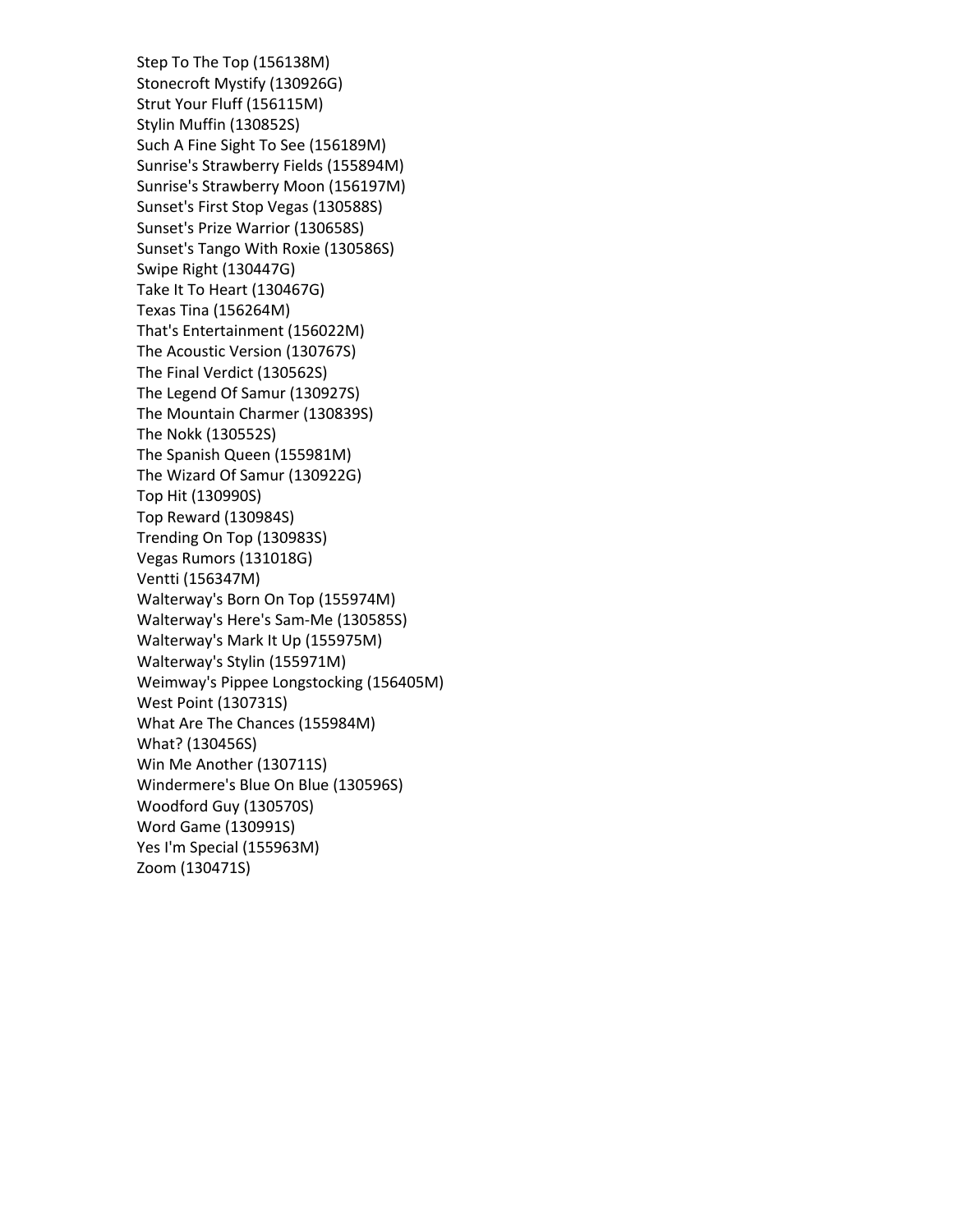Step To The Top (156138M)
Stonecroft Mystify (130926G)
Strut Your Fluff (156115M)
Stylin Muffin (130852S)
Such A Fine Sight To See (156189M)
Sunrise's Strawberry Fields (155894M)
Sunrise's Strawberry Moon (156197M)
Sunset's First Stop Vegas (130588S)
Sunset's Prize Warrior (130658S)
Sunset's Tango With Roxie (130586S)
Swipe Right (130447G)
Take It To Heart (130467G)
Texas Tina (156264M)
That's Entertainment (156022M)
The Acoustic Version (130767S)
The Final Verdict (130562S)
The Legend Of Samur (130927S)
The Mountain Charmer (130839S)
The Nokk (130552S)
The Spanish Queen (155981M)
The Wizard Of Samur (130922G)
Top Hit (130990S)
Top Reward (130984S)
Trending On Top (130983S)
Vegas Rumors (131018G)
Ventti (156347M)
Walterway's Born On Top (155974M)
Walterway's Here's Sam-Me (130585S)
Walterway's Mark It Up (155975M)
Walterway's Stylin (155971M)
Weimway's Pippee Longstocking (156405M)
West Point (130731S)
What Are The Chances (155984M)
What? (130456S)
Win Me Another (130711S)
Windermere's Blue On Blue (130596S)
Woodford Guy (130570S)
Word Game (130991S)
Yes I'm Special (155963M)
Zoom (130471S)